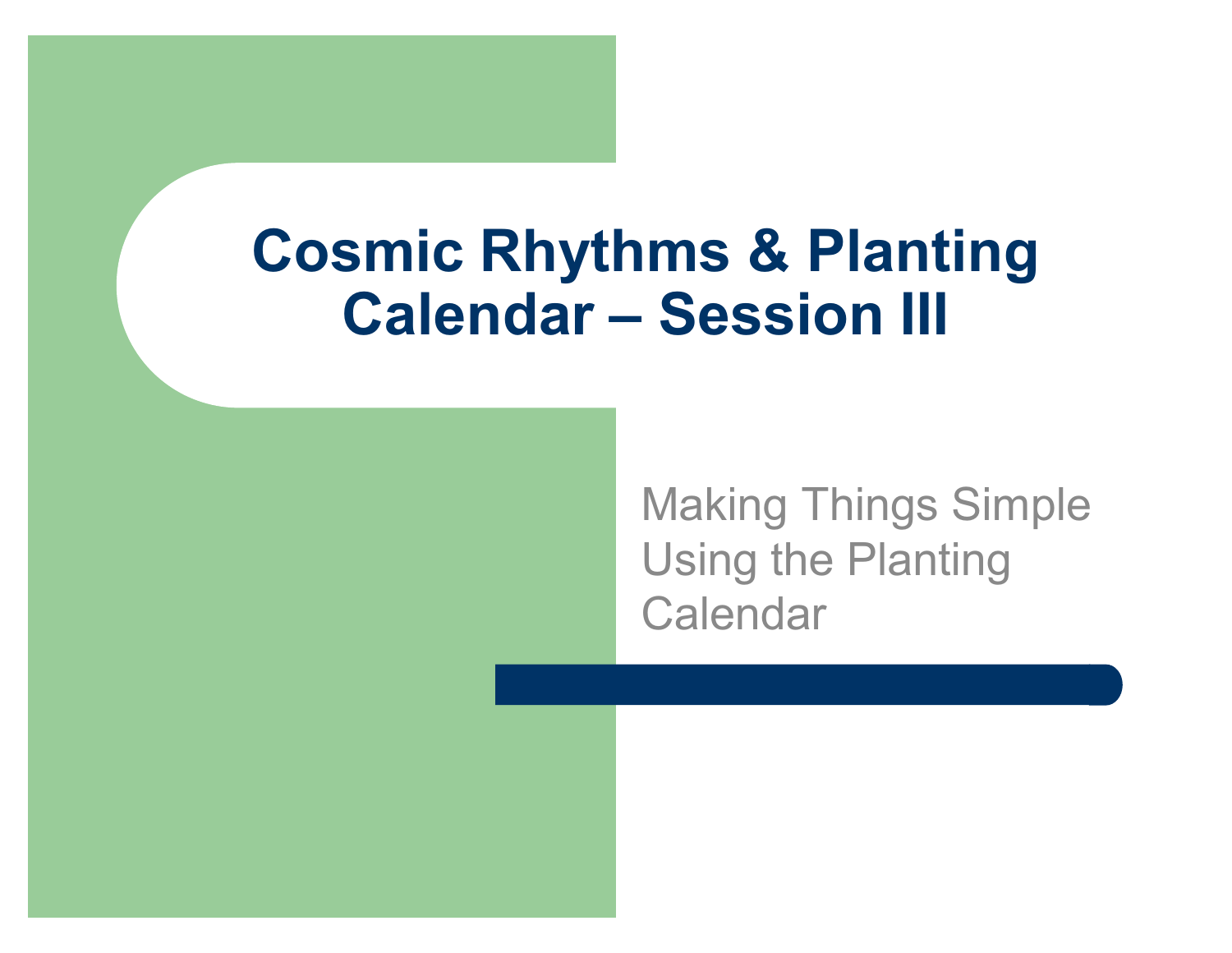# Cosmic Rhythms & Planting Calendar – Session III

Making Things Simple Using the Planting Calendar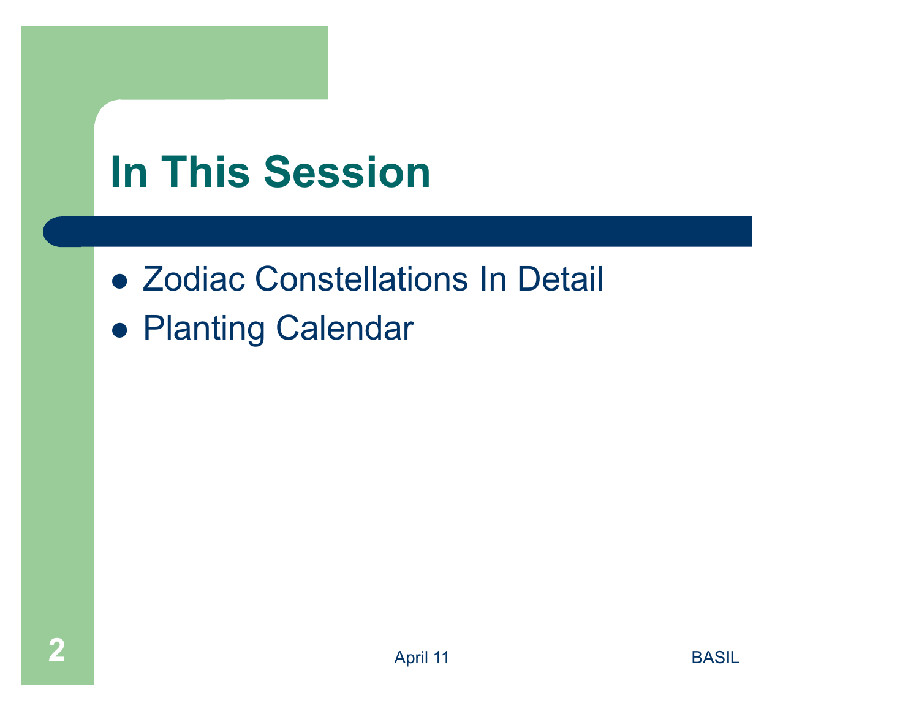# In This Session

- Zodiac Constellations In Detail
- Planting Calendar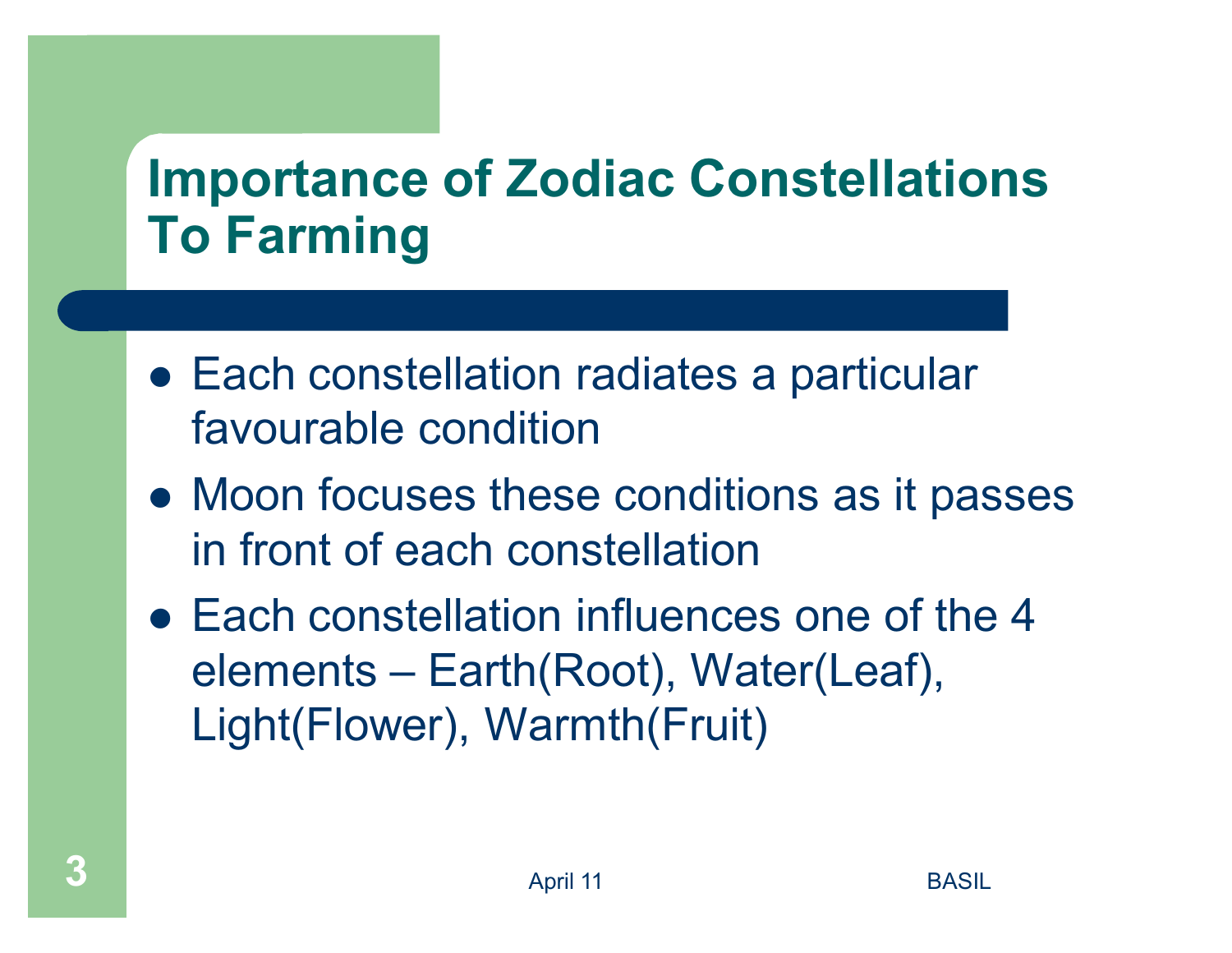# Importance of Zodiac Constellations To Farming

- Each constellation radiates a particular favourable condition
- Moon focuses these conditions as it passes in front of each constellation
- Each constellation influences one of the 4 elements – Earth(Root), Water(Leaf), Light(Flower), Warmth(Fruit)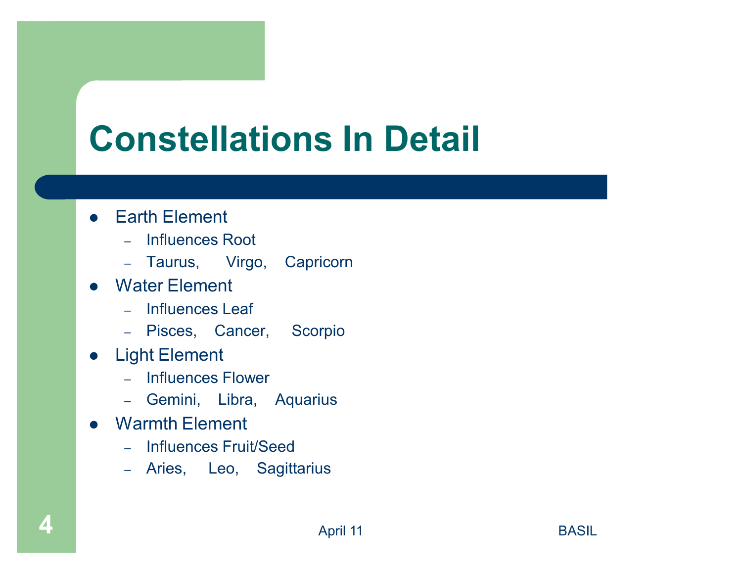# Constellations In Detail

- Earth Element
  - Influences Root
  - Taurus, Virgo, Capricorn
- Water Element
  - Influences Leaf
  - Pisces, Cancer, Scorpio
- Light Element
  - Influences Flower
  - Gemini, Libra, Aquarius
- Warmth Element
  - Influences Fruit/Seed
  - Aries, Leo, Sagittarius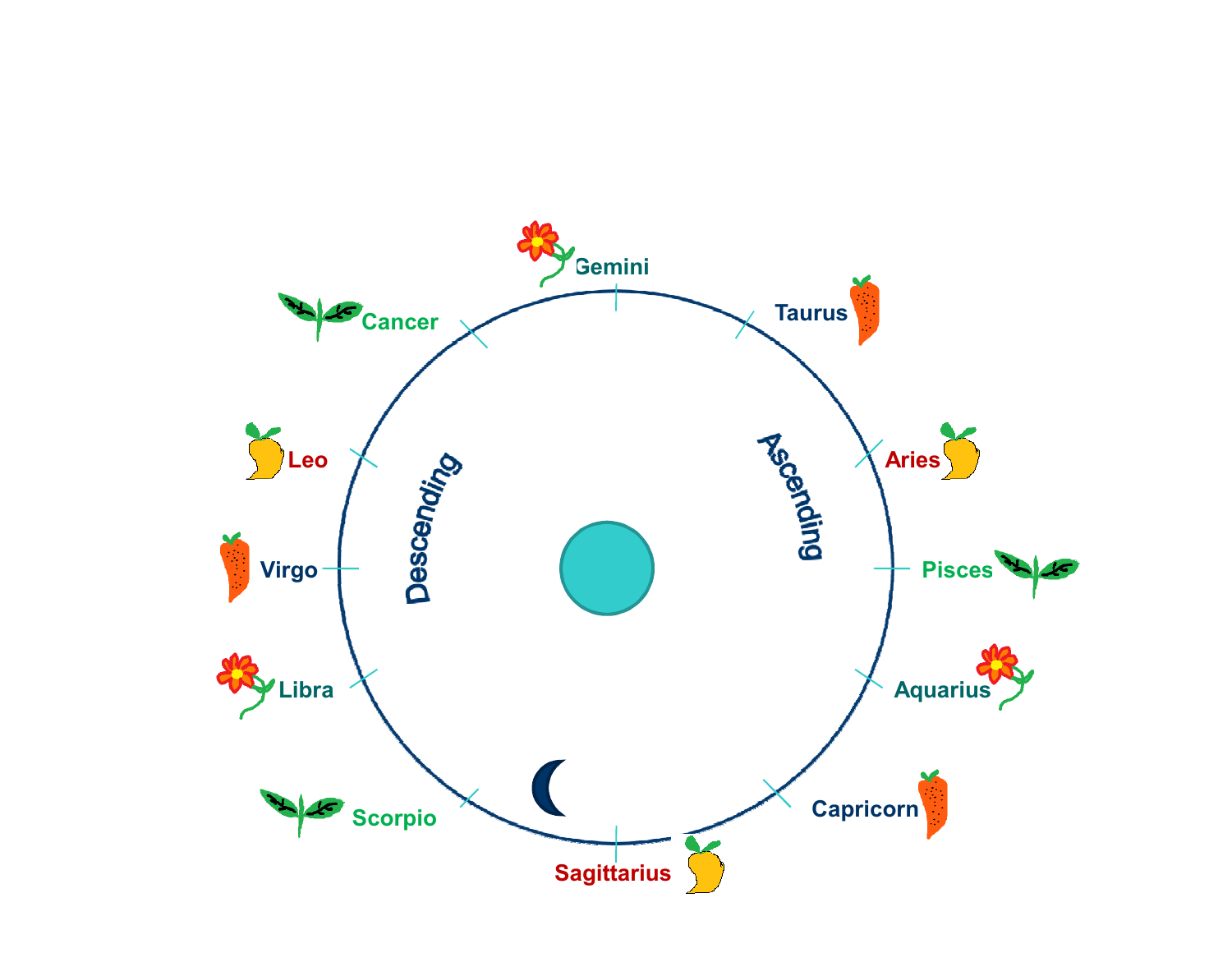Gemini

Taurus

Cancer

Aries

Leo

Descending

Ascending

Pisces

Virgo

Libra

Aquarius

Scorpio

Capricorn

Sagittarius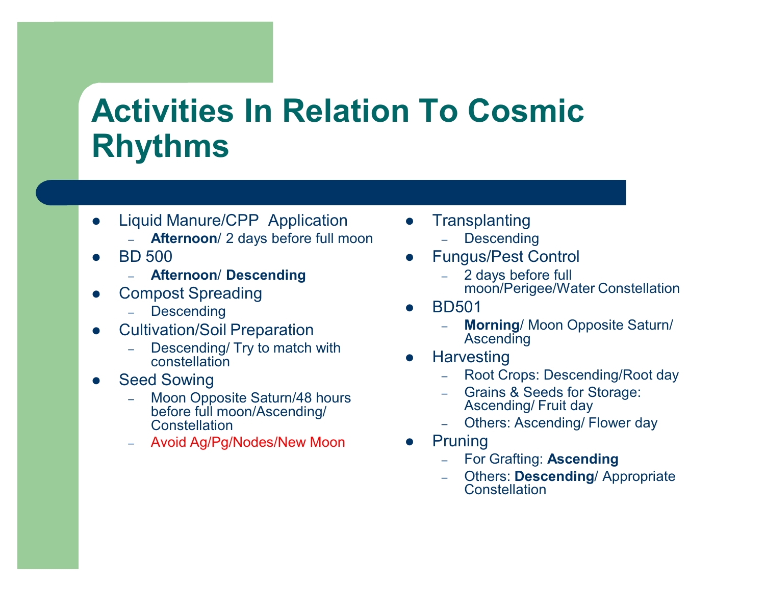# Activities In Relation To Cosmic Rhythms

- Liquid Manure/CPP Application
  - **Afternoon**/ 2 days before full moon
- BD 500
  - **Afternoon**/ **Descending**
- Compost Spreading
  - Descending
- Cultivation/Soil Preparation
  - Descending/ Try to match with constellation
- Seed Sowing
  - Moon Opposite Saturn/48 hours before full moon/Ascending/ Constellation
  - Avoid Ag/Pg/Nodes/New Moon
- Transplanting
  - Descending
- Fungus/Pest Control
  - 2 days before full moon/Perigee/Water Constellation
- BD501
  - **Morning**/ Moon Opposite Saturn/ Ascending
- Harvesting
  - Root Crops: Descending/Root day
  - Grains & Seeds for Storage: Ascending/ Fruit day
  - Others: Ascending/ Flower day
- Pruning
  - For Grafting: **Ascending**
  - Others: **Descending**/ Appropriate Constellation